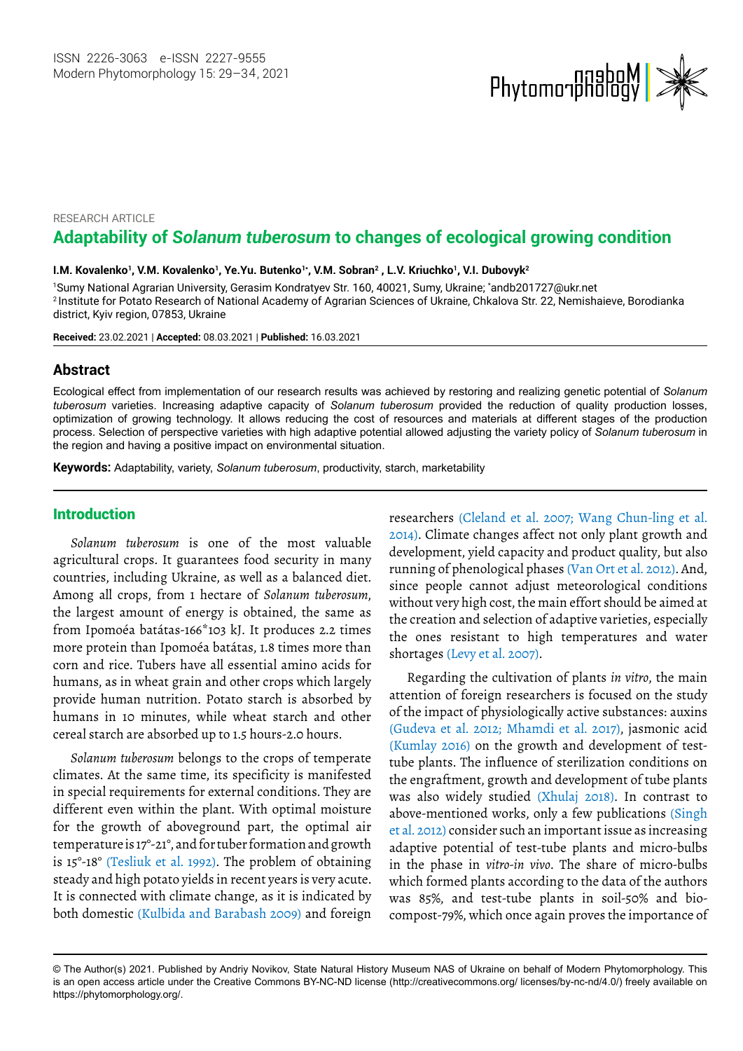RESEARCH ARTICLE

# Adaptability of *Solanum tuberosum* to changes of ecological growing condition

**I.M. Kovalenko[1], V.M. Kovalenko[1], Ye.Yu. Butenko[1*], V.M. Sobran[2], L.V. Kriuchko[1], V.I. Dubovyk[2]**

[1]Sumy National Agrarian University, Gerasim Kondratyev Str. 160, 40021, Sumy, Ukraine; *andb201727@ukr.net
[2]Institute for Potato Research of National Academy of Agrarian Sciences of Ukraine, Chkalova Str. 22, Nemishaieve, Borodianka district, Kyiv region, 07853, Ukraine

**Received:** 23.02.2021 | **Accepted:** 08.03.2021 | **Published:** 16.03.2021

## Abstract

Ecological effect from implementation of our research results was achieved by restoring and realizing genetic potential of *Solanum tuberosum* varieties. Increasing adaptive capacity of *Solanum tuberosum* provided the reduction of quality production losses, optimization of growing technology. It allows reducing the cost of resources and materials at different stages of the production process. Selection of perspective varieties with high adaptive potential allowed adjusting the variety policy of *Solanum tuberosum* in the region and having a positive impact on environmental situation.

**Keywords:** Adaptability, variety, *Solanum tuberosum*, productivity, starch, marketability

## Introduction

*Solanum tuberosum* is one of the most valuable agricultural crops. It guarantees food security in many countries, including Ukraine, as well as a balanced diet. Among all crops, from 1 hectare of *Solanum tuberosum*, the largest amount of energy is obtained, the same as from Ipomoéa batátas-166*103 kJ. It produces 2.2 times more protein than Ipomoéa batátas, 1.8 times more than corn and rice. Tubers have all essential amino acids for humans, as in wheat grain and other crops which largely provide human nutrition. Potato starch is absorbed by humans in 10 minutes, while wheat starch and other cereal starch are absorbed up to 1.5 hours-2.0 hours.

*Solanum tuberosum* belongs to the crops of temperate climates. At the same time, its specificity is manifested in special requirements for external conditions. They are different even within the plant. With optimal moisture for the growth of aboveground part, the optimal air temperature is 17°-21°, and for tuber formation and growth is 15°-18° (Tesliuk et al. 1992). The problem of obtaining steady and high potato yields in recent years is very acute. It is connected with climate change, as it is indicated by both domestic (Kulbida and Barabash 2009) and foreign researchers (Cleland et al. 2007; Wang Chun-ling et al. 2014). Climate changes affect not only plant growth and development, yield capacity and product quality, but also running of phenological phases (Van Ort et al. 2012). And, since people cannot adjust meteorological conditions without very high cost, the main effort should be aimed at the creation and selection of adaptive varieties, especially the ones resistant to high temperatures and water shortages (Levy et al. 2007).

Regarding the cultivation of plants *in vitro*, the main attention of foreign researchers is focused on the study of the impact of physiologically active substances: auxins (Gudeva et al. 2012; Mhamdi et al. 2017), jasmonic acid (Kumlay 2016) on the growth and development of test-tube plants. The influence of sterilization conditions on the engraftment, growth and development of tube plants was also widely studied (Xhulaj 2018). In contrast to above-mentioned works, only a few publications (Singh et al. 2012) consider such an important issue as increasing adaptive potential of test-tube plants and micro-bulbs in the phase in *vitro-in vivo*. The share of micro-bulbs which formed plants according to the data of the authors was 85%, and test-tube plants in soil-50% and bio-compost-79%, which once again proves the importance of

© The Author(s) 2021. Published by Andriy Novikov, State Natural History Museum NAS of Ukraine on behalf of Modern Phytomorphology. This is an open access article under the Creative Commons BY-NC-ND license (http://creativecommons.org/ licenses/by-nc-nd/4.0/) freely available on https://phytomorphology.org/.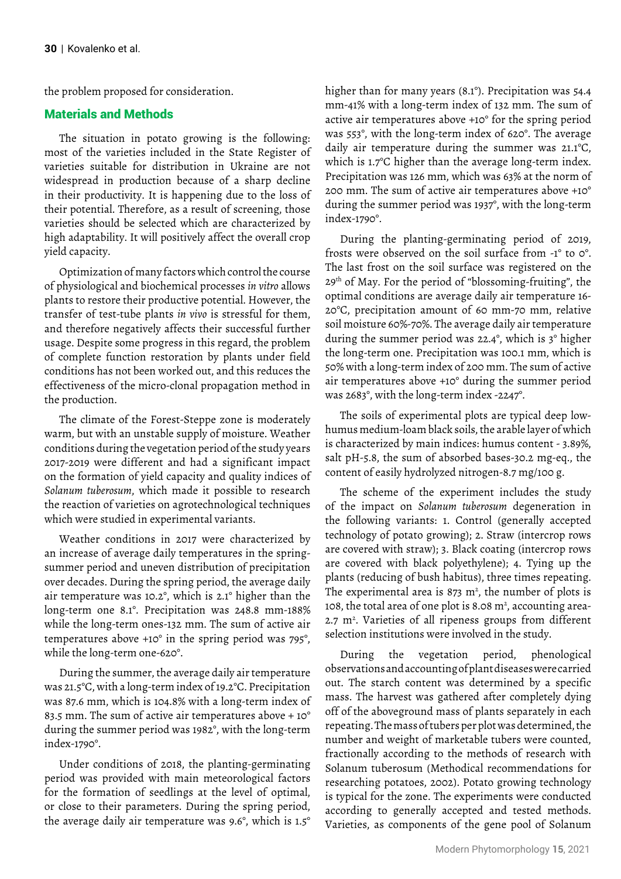the problem proposed for consideration.

## Materials and Methods

The situation in potato growing is the following: most of the varieties included in the State Register of varieties suitable for distribution in Ukraine are not widespread in production because of a sharp decline in their productivity. It is happening due to the loss of their potential. Therefore, as a result of screening, those varieties should be selected which are characterized by high adaptability. It will positively affect the overall crop yield capacity.

Optimization of many factors which control the course of physiological and biochemical processes *in vitro* allows plants to restore their productive potential. However, the transfer of test-tube plants *in vivo* is stressful for them, and therefore negatively affects their successful further usage. Despite some progress in this regard, the problem of complete function restoration by plants under field conditions has not been worked out, and this reduces the effectiveness of the micro-clonal propagation method in the production.

The climate of the Forest-Steppe zone is moderately warm, but with an unstable supply of moisture. Weather conditions during the vegetation period of the study years 2017-2019 were different and had a significant impact on the formation of yield capacity and quality indices of *Solanum tuberosum*, which made it possible to research the reaction of varieties on agrotechnological techniques which were studied in experimental variants.

Weather conditions in 2017 were characterized by an increase of average daily temperatures in the spring-summer period and uneven distribution of precipitation over decades. During the spring period, the average daily air temperature was 10.2°, which is 2.1° higher than the long-term one 8.1°. Precipitation was 248.8 mm-188% while the long-term ones-132 mm. The sum of active air temperatures above +10° in the spring period was 795°, while the long-term one-620°.

During the summer, the average daily air temperature was 21.5°C, with a long-term index of 19.2°C. Precipitation was 87.6 mm, which is 104.8% with a long-term index of 83.5 mm. The sum of active air temperatures above + 10° during the summer period was 1982°, with the long-term index-1790°.

Under conditions of 2018, the planting-germinating period was provided with main meteorological factors for the formation of seedlings at the level of optimal, or close to their parameters. During the spring period, the average daily air temperature was 9.6°, which is 1.5° higher than for many years (8.1°). Precipitation was 54.4 mm-41% with a long-term index of 132 mm. The sum of active air temperatures above +10° for the spring period was 553°, with the long-term index of 620°. The average daily air temperature during the summer was 21.1°C, which is 1.7°C higher than the average long-term index. Precipitation was 126 mm, which was 63% at the norm of 200 mm. The sum of active air temperatures above +10° during the summer period was 1937°, with the long-term index-1790°.

During the planting-germinating period of 2019, frosts were observed on the soil surface from -1° to 0°. The last frost on the soil surface was registered on the 29th of May. For the period of "blossoming-fruiting", the optimal conditions are average daily air temperature 16-20°C, precipitation amount of 60 mm-70 mm, relative soil moisture 60%-70%. The average daily air temperature during the summer period was 22.4°, which is 3° higher the long-term one. Precipitation was 100.1 mm, which is 50% with a long-term index of 200 mm. The sum of active air temperatures above +10° during the summer period was 2683°, with the long-term index -2247°.

The soils of experimental plots are typical deep low-humus medium-loam black soils, the arable layer of which is characterized by main indices: humus content - 3.89%, salt pH-5.8, the sum of absorbed bases-30.2 mg-eq., the content of easily hydrolyzed nitrogen-8.7 mg/100 g.

The scheme of the experiment includes the study of the impact on *Solanum tuberosum* degeneration in the following variants: 1. Control (generally accepted technology of potato growing); 2. Straw (intercrop rows are covered with straw); 3. Black coating (intercrop rows are covered with black polyethylene); 4. Tying up the plants (reducing of bush habitus), three times repeating. The experimental area is 873 $m^2$, the number of plots is 108, the total area of one plot is 8.08 $m^2$, accounting area-2.7 $m^2$. Varieties of all ripeness groups from different selection institutions were involved in the study.

During the vegetation period, phenological observations and accounting of plant diseases were carried out. The starch content was determined by a specific mass. The harvest was gathered after completely dying off of the aboveground mass of plants separately in each repeating. The mass of tubers per plot was determined, the number and weight of marketable tubers were counted, fractionally according to the methods of research with Solanum tuberosum (Methodical recommendations for researching potatoes, 2002). Potato growing technology is typical for the zone. The experiments were conducted according to generally accepted and tested methods. Varieties, as components of the gene pool of Solanum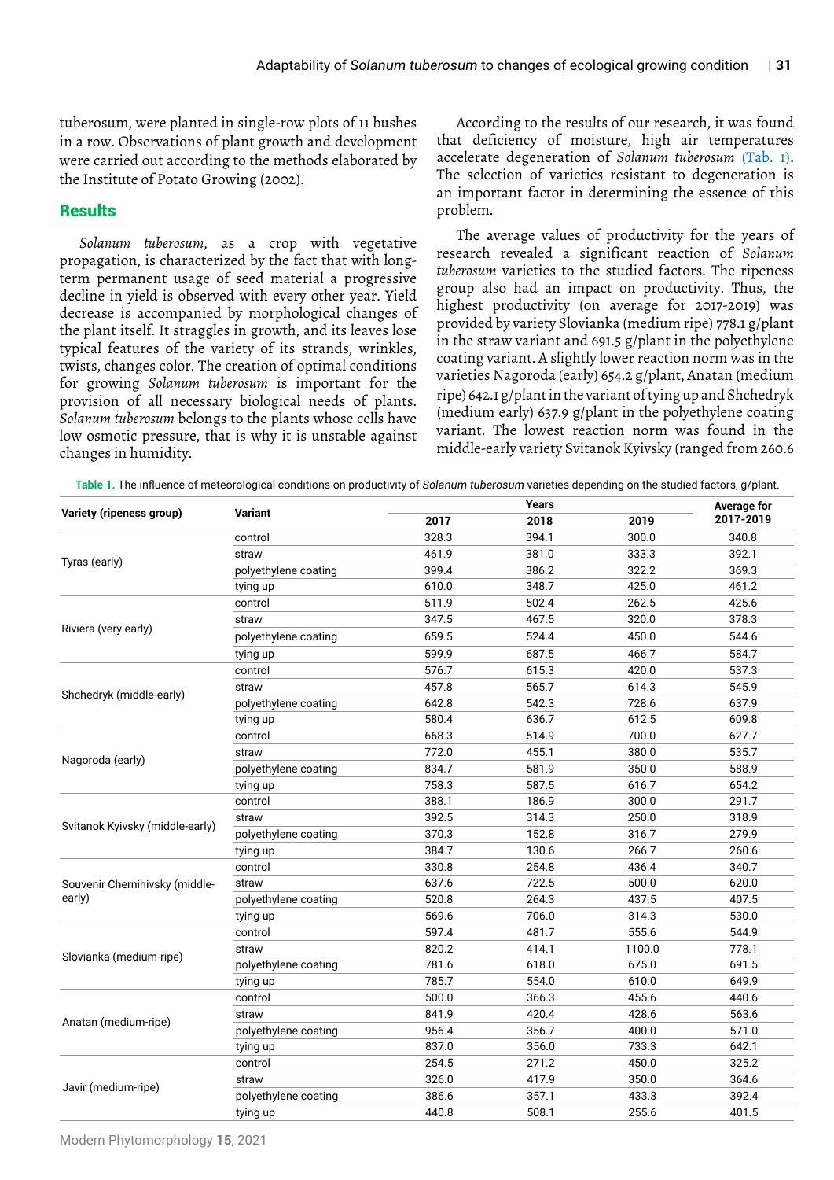tuberosum, were planted in single-row plots of 11 bushes in a row. Observations of plant growth and development were carried out according to the methods elaborated by the Institute of Potato Growing (2002).

## Results

*Solanum tuberosum*, as a crop with vegetative propagation, is characterized by the fact that with long-term permanent usage of seed material a progressive decline in yield is observed with every other year. Yield decrease is accompanied by morphological changes of the plant itself. It straggles in growth, and its leaves lose typical features of the variety of its strands, wrinkles, twists, changes color. The creation of optimal conditions for growing *Solanum tuberosum* is important for the provision of all necessary biological needs of plants. *Solanum tuberosum* belongs to the plants whose cells have low osmotic pressure, that is why it is unstable against changes in humidity.

According to the results of our research, it was found that deficiency of moisture, high air temperatures accelerate degeneration of *Solanum tuberosum* (Tab. 1). The selection of varieties resistant to degeneration is an important factor in determining the essence of this problem.

The average values of productivity for the years of research revealed a significant reaction of *Solanum tuberosum* varieties to the studied factors. The ripeness group also had an impact on productivity. Thus, the highest productivity (on average for 2017-2019) was provided by variety Slovianka (medium ripe) 778.1 g/plant in the straw variant and 691.5 g/plant in the polyethylene coating variant. A slightly lower reaction norm was in the varieties Nagoroda (early) 654.2 g/plant, Anatan (medium ripe) 642.1 g/plant in the variant of tying up and Shchedryk (medium early) 637.9 g/plant in the polyethylene coating variant. The lowest reaction norm was found in the middle-early variety Svitanok Kyivsky (ranged from 260.6

**Table 1.** The influence of meteorological conditions on productivity of *Solanum tuberosum* varieties depending on the studied factors, g/plant.

| Variety (ripeness group) | Variant | Years | | | Average for 2017-2019 |
|---|---|---|---|---|---|
| | | 2017 | 2018 | 2019 | |
| Tyras (early) | control | 328.3 | 394.1 | 300.0 | 340.8 |
| | straw | 461.9 | 381.0 | 333.3 | 392.1 |
| | polyethylene coating | 399.4 | 386.2 | 322.2 | 369.3 |
| | tying up | 610.0 | 348.7 | 425.0 | 461.2 |
| Riviera (very early) | control | 511.9 | 502.4 | 262.5 | 425.6 |
| | straw | 347.5 | 467.5 | 320.0 | 378.3 |
| | polyethylene coating | 659.5 | 524.4 | 450.0 | 544.6 |
| | tying up | 599.9 | 687.5 | 466.7 | 584.7 |
| Shchedryk (middle-early) | control | 576.7 | 615.3 | 420.0 | 537.3 |
| | straw | 457.8 | 565.7 | 614.3 | 545.9 |
| | polyethylene coating | 642.8 | 542.3 | 728.6 | 637.9 |
| | tying up | 580.4 | 636.7 | 612.5 | 609.8 |
| Nagoroda (early) | control | 668.3 | 514.9 | 700.0 | 627.7 |
| | straw | 772.0 | 455.1 | 380.0 | 535.7 |
| | polyethylene coating | 834.7 | 581.9 | 350.0 | 588.9 |
| | tying up | 758.3 | 587.5 | 616.7 | 654.2 |
| Svitanok Kyivsky (middle-early) | control | 388.1 | 186.9 | 300.0 | 291.7 |
| | straw | 392.5 | 314.3 | 250.0 | 318.9 |
| | polyethylene coating | 370.3 | 152.8 | 316.7 | 279.9 |
| | tying up | 384.7 | 130.6 | 266.7 | 260.6 |
| Souvenir Chernihivsky (middle-early) | control | 330.8 | 254.8 | 436.4 | 340.7 |
| | straw | 637.6 | 722.5 | 500.0 | 620.0 |
| | polyethylene coating | 520.8 | 264.3 | 437.5 | 407.5 |
| | tying up | 569.6 | 706.0 | 314.3 | 530.0 |
| Slovianka (medium-ripe) | control | 597.4 | 481.7 | 555.6 | 544.9 |
| | straw | 820.2 | 414.1 | 1100.0 | 778.1 |
| | polyethylene coating | 781.6 | 618.0 | 675.0 | 691.5 |
| | tying up | 785.7 | 554.0 | 610.0 | 649.9 |
| Anatan (medium-ripe) | control | 500.0 | 366.3 | 455.6 | 440.6 |
| | straw | 841.9 | 420.4 | 428.6 | 563.6 |
| | polyethylene coating | 956.4 | 356.7 | 400.0 | 571.0 |
| | tying up | 837.0 | 356.0 | 733.3 | 642.1 |
| Javir (medium-ripe) | control | 254.5 | 271.2 | 450.0 | 325.2 |
| | straw | 326.0 | 417.9 | 350.0 | 364.6 |
| | polyethylene coating | 386.6 | 357.1 | 433.3 | 392.4 |
| | tying up | 440.8 | 508.1 | 255.6 | 401.5 |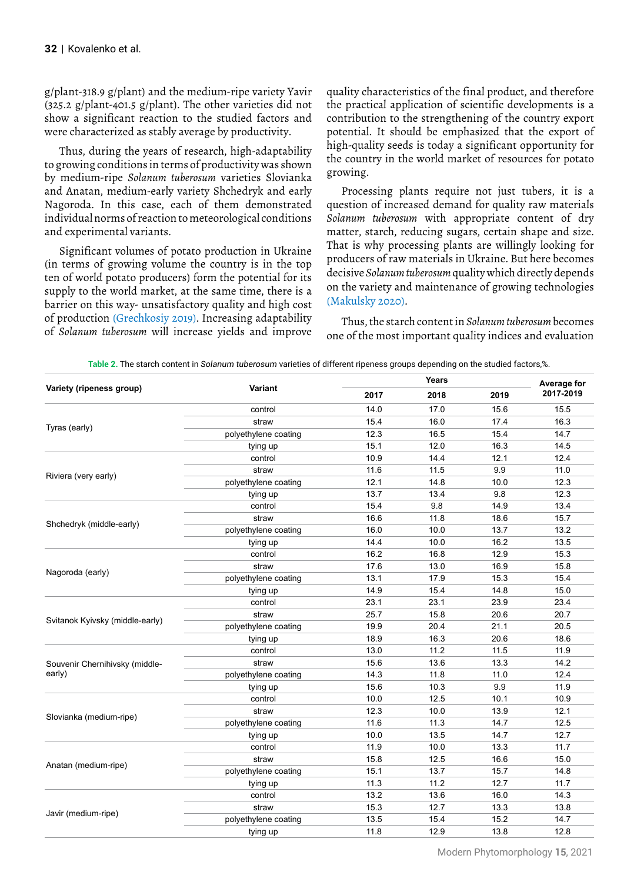g/plant-318.9 g/plant) and the medium-ripe variety Yavir (325.2 g/plant-401.5 g/plant). The other varieties did not show a significant reaction to the studied factors and were characterized as stably average by productivity.

Thus, during the years of research, high-adaptability to growing conditions in terms of productivity was shown by medium-ripe *Solanum tuberosum* varieties Slovianka and Anatan, medium-early variety Shchedryk and early Nagoroda. In this case, each of them demonstrated individual norms of reaction to meteorological conditions and experimental variants.

Significant volumes of potato production in Ukraine (in terms of growing volume the country is in the top ten of world potato producers) form the potential for its supply to the world market, at the same time, there is a barrier on this way- unsatisfactory quality and high cost of production (Grechkosiy 2019). Increasing adaptability of *Solanum tuberosum* will increase yields and improve quality characteristics of the final product, and therefore the practical application of scientific developments is a contribution to the strengthening of the country export potential. It should be emphasized that the export of high-quality seeds is today a significant opportunity for the country in the world market of resources for potato growing.

Processing plants require not just tubers, it is a question of increased demand for quality raw materials *Solanum tuberosum* with appropriate content of dry matter, starch, reducing sugars, certain shape and size. That is why processing plants are willingly looking for producers of raw materials in Ukraine. But here becomes decisive *Solanum tuberosum* quality which directly depends on the variety and maintenance of growing technologies (Makulsky 2020).

Thus, the starch content in *Solanum tuberosum* becomes one of the most important quality indices and evaluation

**Table 2.** The starch content in *Solanum tuberosum* varieties of different ripeness groups depending on the studied factors,%.

| Variety (ripeness group) | Variant | Years | | | Average for 2017-2019 |
|---|---|---|---|---|---|
| | | 2017 | 2018 | 2019 | |
| Tyras (early) | control | 14.0 | 17.0 | 15.6 | 15.5 |
| | straw | 15.4 | 16.0 | 17.4 | 16.3 |
| | polyethylene coating | 12.3 | 16.5 | 15.4 | 14.7 |
| | tying up | 15.1 | 12.0 | 16.3 | 14.5 |
| Riviera (very early) | control | 10.9 | 14.4 | 12.1 | 12.4 |
| | straw | 11.6 | 11.5 | 9.9 | 11.0 |
| | polyethylene coating | 12.1 | 14.8 | 10.0 | 12.3 |
| | tying up | 13.7 | 13.4 | 9.8 | 12.3 |
| Shchedryk (middle-early) | control | 15.4 | 9.8 | 14.9 | 13.4 |
| | straw | 16.6 | 11.8 | 18.6 | 15.7 |
| | polyethylene coating | 16.0 | 10.0 | 13.7 | 13.2 |
| | tying up | 14.4 | 10.0 | 16.2 | 13.5 |
| Nagoroda (early) | control | 16.2 | 16.8 | 12.9 | 15.3 |
| | straw | 17.6 | 13.0 | 16.9 | 15.8 |
| | polyethylene coating | 13.1 | 17.9 | 15.3 | 15.4 |
| | tying up | 14.9 | 15.4 | 14.8 | 15.0 |
| Svitanok Kyivsky (middle-early) | control | 23.1 | 23.1 | 23.9 | 23.4 |
| | straw | 25.7 | 15.8 | 20.6 | 20.7 |
| | polyethylene coating | 19.9 | 20.4 | 21.1 | 20.5 |
| | tying up | 18.9 | 16.3 | 20.6 | 18.6 |
| Souvenir Chernihivsky (middle-early) | control | 13.0 | 11.2 | 11.5 | 11.9 |
| | straw | 15.6 | 13.6 | 13.3 | 14.2 |
| | polyethylene coating | 14.3 | 11.8 | 11.0 | 12.4 |
| | tying up | 15.6 | 10.3 | 9.9 | 11.9 |
| Slovianka (medium-ripe) | control | 10.0 | 12.5 | 10.1 | 10.9 |
| | straw | 12.3 | 10.0 | 13.9 | 12.1 |
| | polyethylene coating | 11.6 | 11.3 | 14.7 | 12.5 |
| | tying up | 10.0 | 13.5 | 14.7 | 12.7 |
| Anatan (medium-ripe) | control | 11.9 | 10.0 | 13.3 | 11.7 |
| | straw | 15.8 | 12.5 | 16.6 | 15.0 |
| | polyethylene coating | 15.1 | 13.7 | 15.7 | 14.8 |
| | tying up | 11.3 | 11.2 | 12.7 | 11.7 |
| Javir (medium-ripe) | control | 13.2 | 13.6 | 16.0 | 14.3 |
| | straw | 15.3 | 12.7 | 13.3 | 13.8 |
| | polyethylene coating | 13.5 | 15.4 | 15.2 | 14.7 |
| | tying up | 11.8 | 12.9 | 13.8 | 12.8 |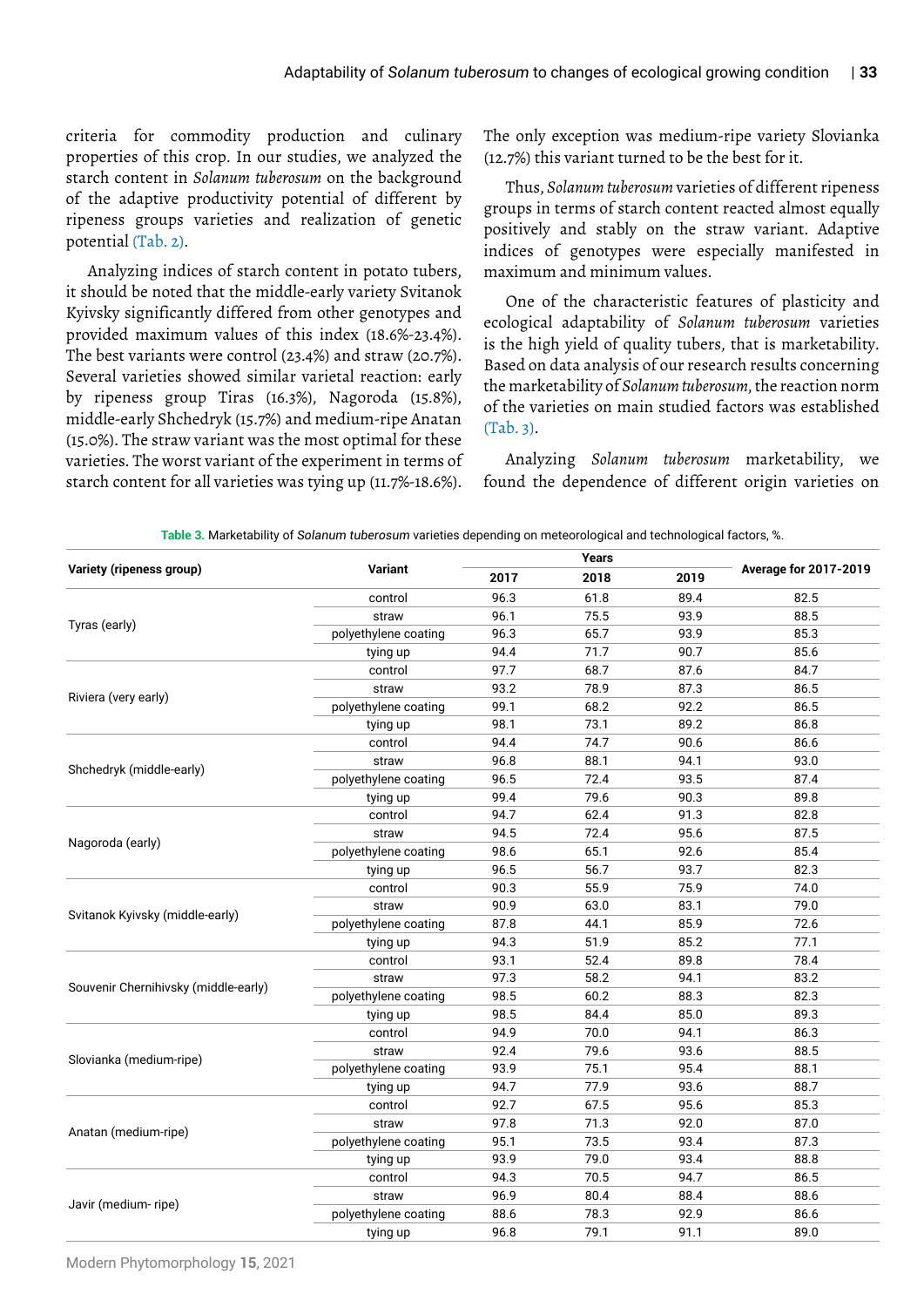criteria for commodity production and culinary properties of this crop. In our studies, we analyzed the starch content in *Solanum tuberosum* on the background of the adaptive productivity potential of different by ripeness groups varieties and realization of genetic potential (Tab. 2).

Analyzing indices of starch content in potato tubers, it should be noted that the middle-early variety Svitanok Kyivsky significantly differed from other genotypes and provided maximum values of this index (18.6%-23.4%). The best variants were control (23.4%) and straw (20.7%). Several varieties showed similar varietal reaction: early by ripeness group Tiras (16.3%), Nagoroda (15.8%), middle-early Shchedryk (15.7%) and medium-ripe Anatan (15.0%). The straw variant was the most optimal for these varieties. The worst variant of the experiment in terms of starch content for all varieties was tying up (11.7%-18.6%). The only exception was medium-ripe variety Slovianka (12.7%) this variant turned to be the best for it.

Thus, *Solanum tuberosum* varieties of different ripeness groups in terms of starch content reacted almost equally positively and stably on the straw variant. Adaptive indices of genotypes were especially manifested in maximum and minimum values.

One of the characteristic features of plasticity and ecological adaptability of *Solanum tuberosum* varieties is the high yield of quality tubers, that is marketability. Based on data analysis of our research results concerning the marketability of *Solanum tuberosum*, the reaction norm of the varieties on main studied factors was established (Tab. 3).

Analyzing *Solanum tuberosum* marketability, we found the dependence of different origin varieties on

**Table 3.** Marketability of *Solanum tuberosum* varieties depending on meteorological and technological factors, %.

| Variety (ripeness group) | Variant | Years | | | Average for 2017-2019 |
|---|---|---|---|---|---|
| | | 2017 | 2018 | 2019 | |
| Tyras (early) | control | 96.3 | 61.8 | 89.4 | 82.5 |
| | straw | 96.1 | 75.5 | 93.9 | 88.5 |
| | polyethylene coating | 96.3 | 65.7 | 93.9 | 85.3 |
| | tying up | 94.4 | 71.7 | 90.7 | 85.6 |
| Riviera (very early) | control | 97.7 | 68.7 | 87.6 | 84.7 |
| | straw | 93.2 | 78.9 | 87.3 | 86.5 |
| | polyethylene coating | 99.1 | 68.2 | 92.2 | 86.5 |
| | tying up | 98.1 | 73.1 | 89.2 | 86.8 |
| Shchedryk (middle-early) | control | 94.4 | 74.7 | 90.6 | 86.6 |
| | straw | 96.8 | 88.1 | 94.1 | 93.0 |
| | polyethylene coating | 96.5 | 72.4 | 93.5 | 87.4 |
| | tying up | 99.4 | 79.6 | 90.3 | 89.8 |
| Nagoroda (early) | control | 94.7 | 62.4 | 91.3 | 82.8 |
| | straw | 94.5 | 72.4 | 95.6 | 87.5 |
| | polyethylene coating | 98.6 | 65.1 | 92.6 | 85.4 |
| | tying up | 96.5 | 56.7 | 93.7 | 82.3 |
| Svitanok Kyivsky (middle-early) | control | 90.3 | 55.9 | 75.9 | 74.0 |
| | straw | 90.9 | 63.0 | 83.1 | 79.0 |
| | polyethylene coating | 87.8 | 44.1 | 85.9 | 72.6 |
| | tying up | 94.3 | 51.9 | 85.2 | 77.1 |
| Souvenir Chernihivsky (middle-early) | control | 93.1 | 52.4 | 89.8 | 78.4 |
| | straw | 97.3 | 58.2 | 94.1 | 83.2 |
| | polyethylene coating | 98.5 | 60.2 | 88.3 | 82.3 |
| | tying up | 98.5 | 84.4 | 85.0 | 89.3 |
| Slovianka (medium-ripe) | control | 94.9 | 70.0 | 94.1 | 86.3 |
| | straw | 92.4 | 79.6 | 93.6 | 88.5 |
| | polyethylene coating | 93.9 | 75.1 | 95.4 | 88.1 |
| | tying up | 94.7 | 77.9 | 93.6 | 88.7 |
| Anatan (medium-ripe) | control | 92.7 | 67.5 | 95.6 | 85.3 |
| | straw | 97.8 | 71.3 | 92.0 | 87.0 |
| | polyethylene coating | 95.1 | 73.5 | 93.4 | 87.3 |
| | tying up | 93.9 | 79.0 | 93.4 | 88.8 |
| Javir (medium- ripe) | control | 94.3 | 70.5 | 94.7 | 86.5 |
| | straw | 96.9 | 80.4 | 88.4 | 88.6 |
| | polyethylene coating | 88.6 | 78.3 | 92.9 | 86.6 |
| | tying up | 96.8 | 79.1 | 91.1 | 89.0 |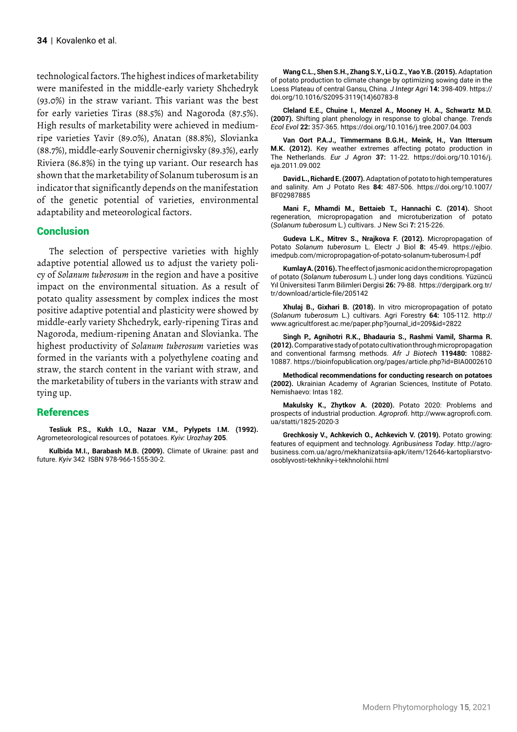technological factors. The highest indices of marketability were manifested in the middle-early variety Shchedryk (93.0%) in the straw variant. This variant was the best for early varieties Tiras (88.5%) and Nagoroda (87.5%). High results of marketability were achieved in medium-ripe varieties Yavir (89.0%), Anatan (88.8%), Slovianka (88.7%), middle-early Souvenir chernigivsky (89.3%), early Riviera (86.8%) in the tying up variant. Our research has shown that the marketability of Solanum tuberosum is an indicator that significantly depends on the manifestation of the genetic potential of varieties, environmental adaptability and meteorological factors.

## Conclusion

The selection of perspective varieties with highly adaptive potential allowed us to adjust the variety policy of *Solanum tuberosum* in the region and have a positive impact on the environmental situation. As a result of potato quality assessment by complex indices the most positive adaptive potential and plasticity were showed by middle-early variety Shchedryk, early-ripening Tiras and Nagoroda, medium-ripening Anatan and Slovianka. The highest productivity of *Solanum tuberosum* varieties was formed in the variants with a polyethylene coating and straw, the starch content in the variant with straw, and the marketability of tubers in the variants with straw and tying up.

## References

**Tesliuk P.S., Kukh I.O., Nazar V.M., Pylypets I.M. (1992).** Agrometeorological resources of potatoes. *Kyiv: Urozhay* **205**.

**Kulbida M.I., Barabash M.B. (2009).** Climate of Ukraine: past and future. *Kyiv* 342 ISBN 978-966-1555-30-2.

**Wang C.L., Shen S.H., Zhang S.Y., Li Q.Z., Yao Y.B. (2015).** Adaptation of potato production to climate change by optimizing sowing date in the Loess Plateau of central Gansu, China. *J Integr Agri* **14:** 398-409. https://doi.org/10.1016/S2095-3119(14)60783-8

**Cleland E.E., Chuine I., Menzel A., Mooney H. A., Schwartz M.D. (2007).** Shifting plant phenology in response to global change. *Trends Ecol Evol* **22:** 357-365. https://doi.org/10.1016/j.tree.2007.04.003

**Van Oort P.A.J., Timmermans B.G.H., Meink, H., Van Ittersum M.K. (2012).** Key weather extremes affecting potato production in The Netherlands. *Eur J Agron* **37:** 11-22. https://doi.org/10.1016/j.eja.2011.09.002

**David L., Richard E. (2007).** Adaptation of potato to high temperatures and salinity. Am J Potato Res **84:** 487-506. https://doi.org/10.1007/BF02987885

**Mani F., Mhamdi M., Bettaieb T., Hannachi C. (2014).** Shoot regeneration, micropropagation and microtuberization of potato (*Solanum tuberosum* L.) cultivars. J New Sci **7:** 215-226.

**Gudeva L.K., Mitrev S., Nrajkova F. (2012).** Micropropagation of Potato *Solanum tuberosum* L. Electr J Biol **8:** 45-49. https://ejbio.imedpub.com/micropropagation-of-potato-solanum-tuberosum-l.pdf

**Kumlay A. (2016).** The effect of jasmonic acid on the micropropagation of potato (*Solanum tuberosum* L.) under long days conditions. Yüzüncü Yıl Üniversitesi Tarım Bilimleri Dergisi **26:** 79-88. https://dergipark.org.tr/tr/download/article-file/205142

**Xhulaj B., Gixhari B. (2018).** In vitro micropropagation of potato (*Solanum tuberosum* L.) cultivars. Agri Forestry **64:** 105-112. http://www.agricultforest.ac.me/paper.php?journal_id=209&id=2822

**Singh P., Agnihotri R.K., Bhadauria S., Rashmi Vamil, Sharma R. (2012).** Comparative stady of potato cultivation through micropropagation and conventional farmsng methods. *Afr J Biotech* **119480:** 10882-10887. https://bioinfopublication.org/pages/article.php?id=BIA0002610

**Methodical recommendations for conducting research on potatoes (2002).** Ukrainian Academy of Agrarian Sciences, Institute of Potato. Nemishaevo: Intas 182.

**Makulsky K., Zhytkov A. (2020).** Potato 2020: Problems and prospects of industrial production. *Agroprofi*. http://www.agroprofi.com.ua/statti/1825-2020-3

**Grechkosiy V., Achkevich O., Achkevich V. (2019).** Potato growing: features of equipment and technology. *Agribusiness Today*. http://agro-business.com.ua/agro/mekhanizatsiia-apk/item/12646-kartopliarstvo-osoblyvosti-tekhniky-i-tekhnolohii.html